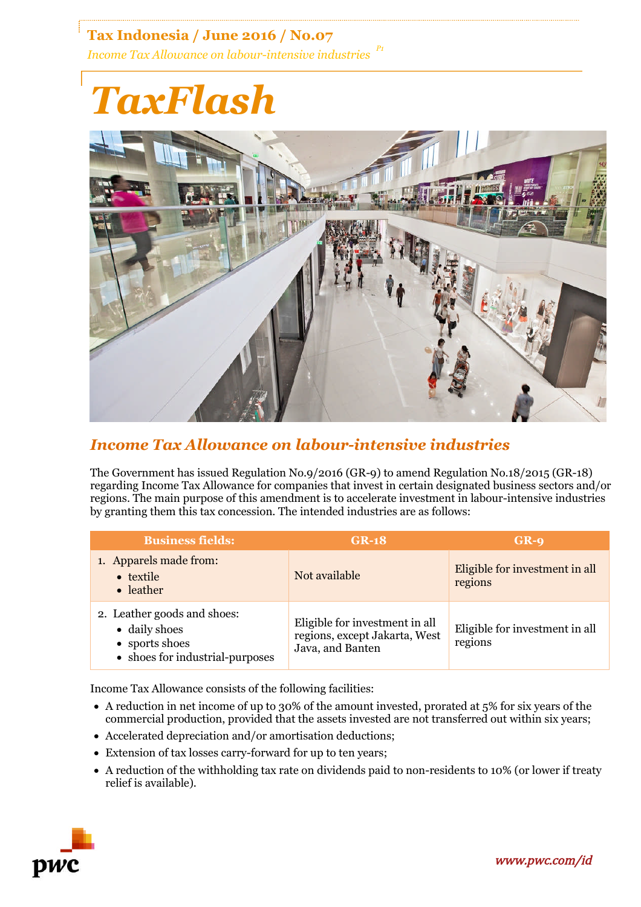# TaxFlash

## Income Tax Allowance on labour-intensive industries

The Government has issued Regulation No.9/2016 (GR-9) to amend Regulation No.18/2015 (GR-18) regarding Income Tax Allowance for companies that invest in certain designated business sectors and/or regions. The main purpose of this amendment is to accelerate investment in labour-intensive industries by granting them this tax concession. The intended industries are as follows:

| Business fields: | GR-18 | GR-9 |
|---|---|---|
| 1. Apparels made from:<br>• textile<br>• leather | Not available | Eligible for investment in all regions |
| 2. Leather goods and shoes:<br>• daily shoes<br>• sports shoes<br>• shoes for industrial-purposes | Eligible for investment in all regions, except Jakarta, West Java, and Banten | Eligible for investment in all regions |

Income Tax Allowance consists of the following facilities:

- A reduction in net income of up to 30% of the amount invested, prorated at 5% for six years of the commercial production, provided that the assets invested are not transferred out within six years;
- Accelerated depreciation and/or amortisation deductions;
- Extension of tax losses carry-forward for up to ten years;
- A reduction of the withholding tax rate on dividends paid to non-residents to 10% (or lower if treaty relief is available).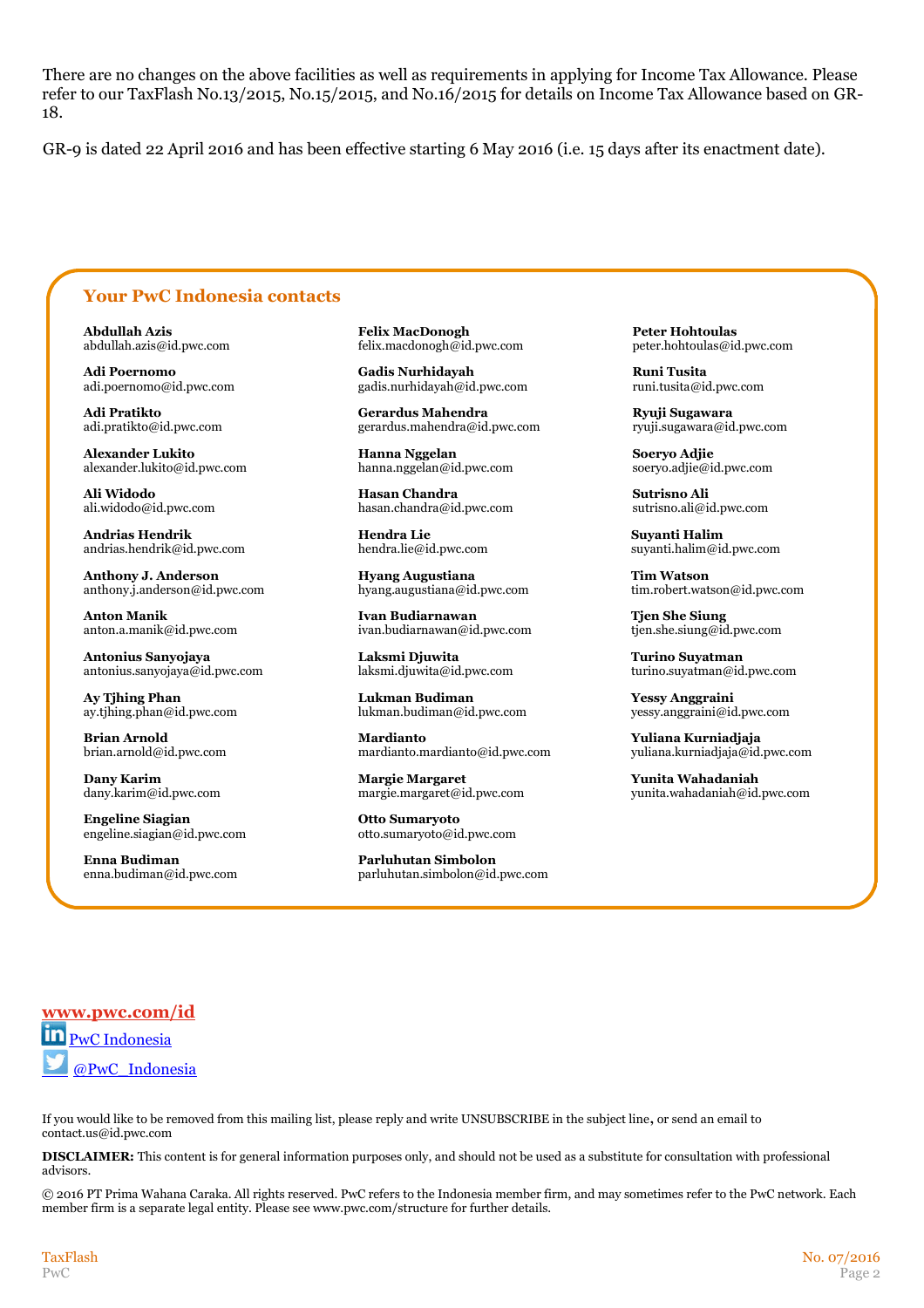There are no changes on the above facilities as well as requirements in applying for Income Tax Allowance. Please refer to our TaxFlash No.13/2015, No.15/2015, and No.16/2015 for details on Income Tax Allowance based on GR-18.

GR-9 is dated 22 April 2016 and has been effective starting 6 May 2016 (i.e. 15 days after its enactment date).

## Your PwC Indonesia contacts

**Abdullah Azis**
abdullah.azis@id.pwc.com

**Adi Poernomo**
adi.poernomo@id.pwc.com

**Adi Pratikto**
adi.pratikto@id.pwc.com

**Alexander Lukito**
alexander.lukito@id.pwc.com

**Ali Widodo**
ali.widodo@id.pwc.com

**Andrias Hendrik**
andrias.hendrik@id.pwc.com

**Anthony J. Anderson**
anthony.j.anderson@id.pwc.com

**Anton Manik**
anton.a.manik@id.pwc.com

**Antonius Sanyojaya**
antonius.sanyojaya@id.pwc.com

**Ay Tjhing Phan**
ay.tjhing.phan@id.pwc.com

**Brian Arnold**
brian.arnold@id.pwc.com

**Dany Karim**
dany.karim@id.pwc.com

**Engeline Siagian**
engeline.siagian@id.pwc.com

**Enna Budiman**
enna.budiman@id.pwc.com

**Felix MacDonogh**
felix.macdonogh@id.pwc.com

**Gadis Nurhidayah**
gadis.nurhidayah@id.pwc.com

**Gerardus Mahendra**
gerardus.mahendra@id.pwc.com

**Hanna Nggelan**
hanna.nggelan@id.pwc.com

**Hasan Chandra**
hasan.chandra@id.pwc.com

**Hendra Lie**
hendra.lie@id.pwc.com

**Hyang Augustiana**
hyang.augustiana@id.pwc.com

**Ivan Budiarnawan**
ivan.budiarnawan@id.pwc.com

**Laksmi Djuwita**
laksmi.djuwita@id.pwc.com

**Lukman Budiman**
lukman.budiman@id.pwc.com

**Mardianto**
mardianto.mardianto@id.pwc.com

**Margie Margaret**
margie.margaret@id.pwc.com

**Otto Sumaryoto**
otto.sumaryoto@id.pwc.com

**Parluhutan Simbolon**
parluhutan.simbolon@id.pwc.com

**Peter Hohtoulas**
peter.hohtoulas@id.pwc.com

**Runi Tusita**
runi.tusita@id.pwc.com

**Ryuji Sugawara**
ryuji.sugawara@id.pwc.com

**Soeryo Adjie**
soeryo.adjie@id.pwc.com

**Sutrisno Ali**
sutrisno.ali@id.pwc.com

**Suyanti Halim**
suyanti.halim@id.pwc.com

**Tim Watson**
tim.robert.watson@id.pwc.com

**Tjen She Siung**
tjen.she.siung@id.pwc.com

**Turino Suyatman**
turino.suyatman@id.pwc.com

**Yessy Anggraini**
yessy.anggraini@id.pwc.com

**Yuliana Kurniadjaja**
yuliana.kurniadjaja@id.pwc.com

**Yunita Wahadaniah**
yunita.wahadaniah@id.pwc.com

**www.pwc.com/id**

PwC Indonesia

@PwC_Indonesia

If you would like to be removed from this mailing list, please reply and write UNSUBSCRIBE in the subject line, or send an email to contact.us@id.pwc.com

**DISCLAIMER:** This content is for general information purposes only, and should not be used as a substitute for consultation with professional advisors.

© 2016 PT Prima Wahana Caraka. All rights reserved. PwC refers to the Indonesia member firm, and may sometimes refer to the PwC network. Each member firm is a separate legal entity. Please see www.pwc.com/structure for further details.